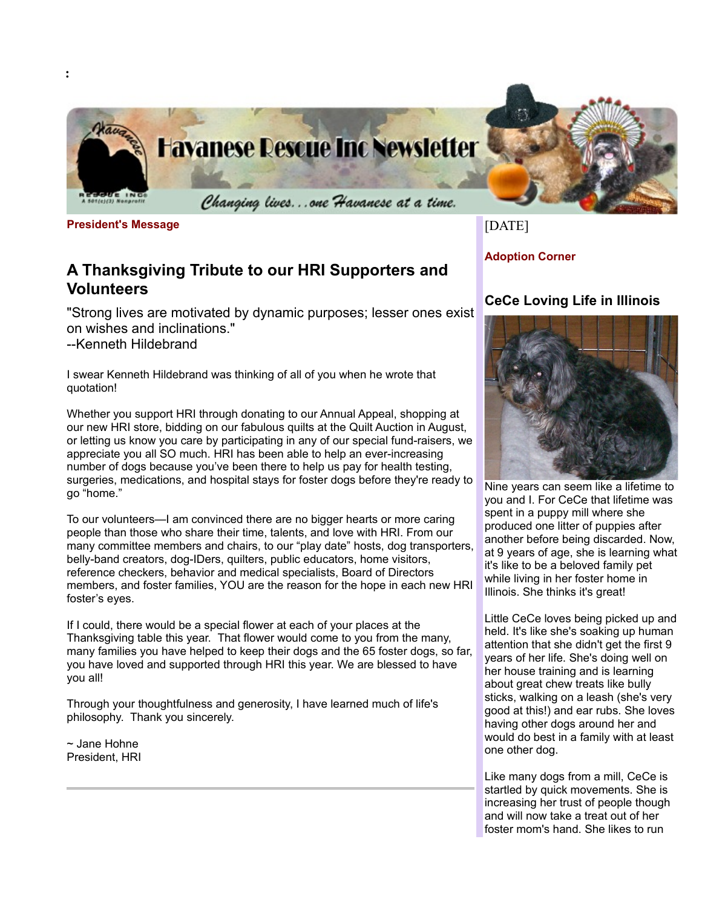:

# Havanese Rescue Inc Newsletter

*Changing lives...one Havanese at a time.*

[DATE]

**President's Message**

## A Thanksgiving Tribute to our HRI Supporters and Volunteers

"Strong lives are motivated by dynamic purposes; lesser ones exist on wishes and inclinations."
--Kenneth Hildebrand

I swear Kenneth Hildebrand was thinking of all of you when he wrote that quotation!

Whether you support HRI through donating to our Annual Appeal, shopping at our new HRI store, bidding on our fabulous quilts at the Quilt Auction in August, or letting us know you care by participating in any of our special fund-raisers, we appreciate you all SO much. HRI has been able to help an ever-increasing number of dogs because you've been there to help us pay for health testing, surgeries, medications, and hospital stays for foster dogs before they're ready to go "home."

To our volunteers—I am convinced there are no bigger hearts or more caring people than those who share their time, talents, and love with HRI. From our many committee members and chairs, to our "play date" hosts, dog transporters, belly-band creators, dog-IDers, quilters, public educators, home visitors, reference checkers, behavior and medical specialists, Board of Directors members, and foster families, YOU are the reason for the hope in each new HRI foster's eyes.

If I could, there would be a special flower at each of your places at the Thanksgiving table this year. That flower would come to you from the many, many families you have helped to keep their dogs and the 65 foster dogs, so far, you have loved and supported through HRI this year. We are blessed to have you all!

Through your thoughtfulness and generosity, I have learned much of life's philosophy. Thank you sincerely.

~ Jane Hohne
President, HRI

---

**Adoption Corner**

## CeCe Loving Life in Illinois

Nine years can seem like a lifetime to you and I. For CeCe that lifetime was spent in a puppy mill where she produced one litter of puppies after another before being discarded. Now, at 9 years of age, she is learning what it's like to be a beloved family pet while living in her foster home in Illinois. She thinks it's great!

Little CeCe loves being picked up and held. It's like she's soaking up human attention that she didn't get the first 9 years of her life. She's doing well on her house training and is learning about great chew treats like bully sticks, walking on a leash (she's very good at this!) and ear rubs. She loves having other dogs around her and would do best in a family with at least one other dog.

Like many dogs from a mill, CeCe is startled by quick movements. She is increasing her trust of people though and will now take a treat out of her foster mom's hand. She likes to run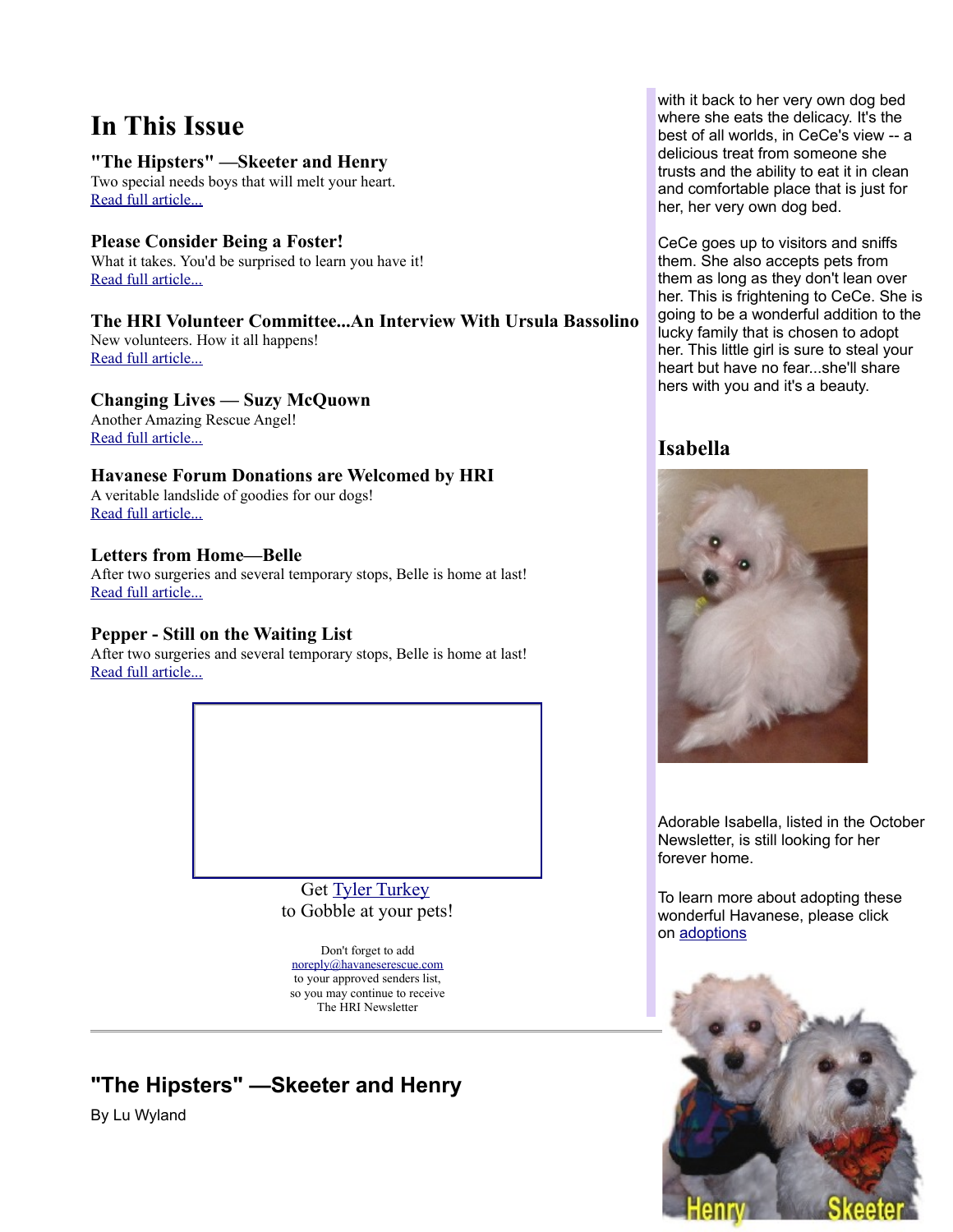# In This Issue

### "The Hipsters" —Skeeter and Henry

Two special needs boys that will melt your heart.
Read full article...

### Please Consider Being a Foster!

What it takes. You'd be surprised to learn you have it!
Read full article...

### The HRI Volunteer Committee...An Interview With Ursula Bassolino

New volunteers. How it all happens!
Read full article...

### Changing Lives — Suzy McQuown

Another Amazing Rescue Angel!
Read full article...

### Havanese Forum Donations are Welcomed by HRI

A veritable landslide of goodies for our dogs!
Read full article...

### Letters from Home—Belle

After two surgeries and several temporary stops, Belle is home at last!
Read full article...

### Pepper - Still on the Waiting List

After two surgeries and several temporary stops, Belle is home at last!
Read full article...

Get Tyler Turkey
to Gobble at your pets!

Don't forget to add
noreply@havaneserescue.com
to your approved senders list,
so you may continue to receive
The HRI Newsletter

with it back to her very own dog bed where she eats the delicacy. It's the best of all worlds, in CeCe's view -- a delicious treat from someone she trusts and the ability to eat it in clean and comfortable place that is just for her, her very own dog bed.

CeCe goes up to visitors and sniffs them. She also accepts pets from them as long as they don't lean over her. This is frightening to CeCe. She is going to be a wonderful addition to the lucky family that is chosen to adopt her. This little girl is sure to steal your heart but have no fear...she'll share hers with you and it's a beauty.

## Isabella

Adorable Isabella, listed in the October Newsletter, is still looking for her forever home.

To learn more about adopting these wonderful Havanese, please click on adoptions

---

## "The Hipsters" —Skeeter and Henry

By Lu Wyland

Henry Skeeter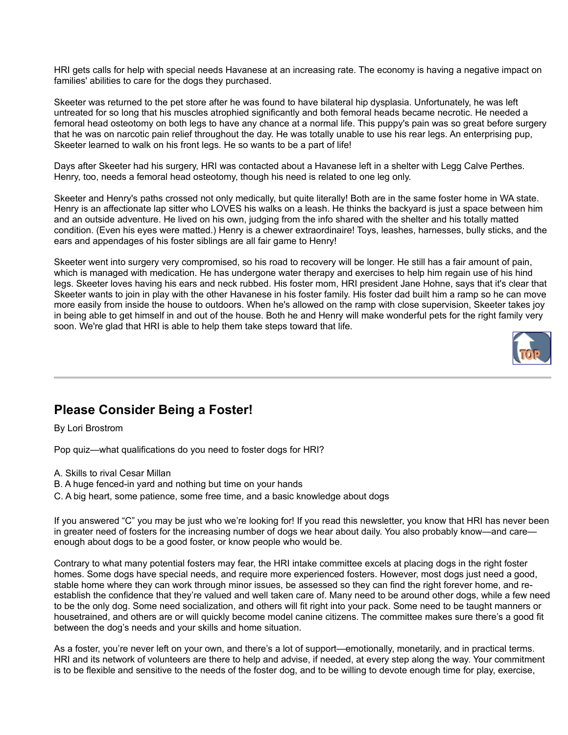HRI gets calls for help with special needs Havanese at an increasing rate. The economy is having a negative impact on families' abilities to care for the dogs they purchased.

Skeeter was returned to the pet store after he was found to have bilateral hip dysplasia. Unfortunately, he was left untreated for so long that his muscles atrophied significantly and both femoral heads became necrotic. He needed a femoral head osteotomy on both legs to have any chance at a normal life. This puppy's pain was so great before surgery that he was on narcotic pain relief throughout the day. He was totally unable to use his rear legs. An enterprising pup, Skeeter learned to walk on his front legs. He so wants to be a part of life!

Days after Skeeter had his surgery, HRI was contacted about a Havanese left in a shelter with Legg Calve Perthes. Henry, too, needs a femoral head osteotomy, though his need is related to one leg only.

Skeeter and Henry's paths crossed not only medically, but quite literally! Both are in the same foster home in WA state. Henry is an affectionate lap sitter who LOVES his walks on a leash. He thinks the backyard is just a space between him and an outside adventure. He lived on his own, judging from the info shared with the shelter and his totally matted condition. (Even his eyes were matted.) Henry is a chewer extraordinaire! Toys, leashes, harnesses, bully sticks, and the ears and appendages of his foster siblings are all fair game to Henry!

Skeeter went into surgery very compromised, so his road to recovery will be longer. He still has a fair amount of pain, which is managed with medication. He has undergone water therapy and exercises to help him regain use of his hind legs. Skeeter loves having his ears and neck rubbed. His foster mom, HRI president Jane Hohne, says that it's clear that Skeeter wants to join in play with the other Havanese in his foster family. His foster dad built him a ramp so he can move more easily from inside the house to outdoors. When he's allowed on the ramp with close supervision, Skeeter takes joy in being able to get himself in and out of the house. Both he and Henry will make wonderful pets for the right family very soon. We're glad that HRI is able to help them take steps toward that life.

---

## Please Consider Being a Foster!

By Lori Brostrom

Pop quiz—what qualifications do you need to foster dogs for HRI?

A. Skills to rival Cesar Millan
B. A huge fenced-in yard and nothing but time on your hands
C. A big heart, some patience, some free time, and a basic knowledge about dogs

If you answered "C" you may be just who we're looking for! If you read this newsletter, you know that HRI has never been in greater need of fosters for the increasing number of dogs we hear about daily. You also probably know—and care—enough about dogs to be a good foster, or know people who would be.

Contrary to what many potential fosters may fear, the HRI intake committee excels at placing dogs in the right foster homes. Some dogs have special needs, and require more experienced fosters. However, most dogs just need a good, stable home where they can work through minor issues, be assessed so they can find the right forever home, and re-establish the confidence that they're valued and well taken care of. Many need to be around other dogs, while a few need to be the only dog. Some need socialization, and others will fit right into your pack. Some need to be taught manners or housetrained, and others are or will quickly become model canine citizens. The committee makes sure there's a good fit between the dog's needs and your skills and home situation.

As a foster, you're never left on your own, and there's a lot of support—emotionally, monetarily, and in practical terms. HRI and its network of volunteers are there to help and advise, if needed, at every step along the way. Your commitment is to be flexible and sensitive to the needs of the foster dog, and to be willing to devote enough time for play, exercise,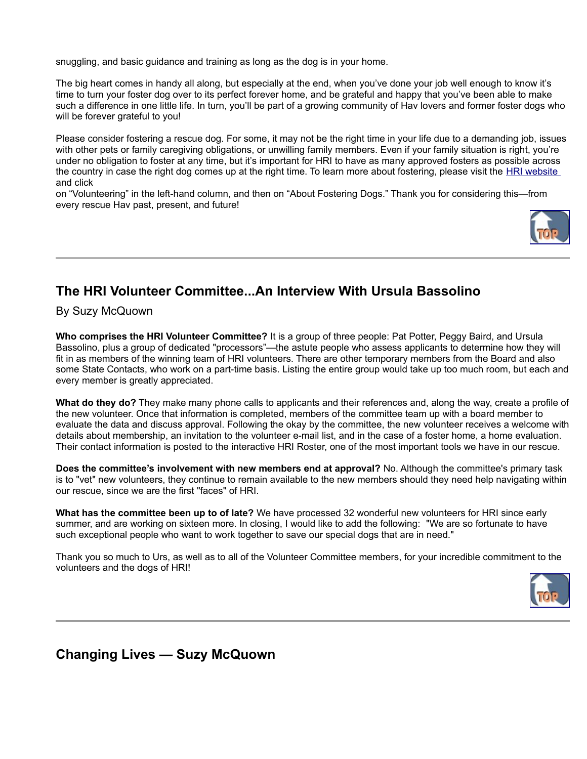snuggling, and basic guidance and training as long as the dog is in your home.

The big heart comes in handy all along, but especially at the end, when you've done your job well enough to know it's time to turn your foster dog over to its perfect forever home, and be grateful and happy that you've been able to make such a difference in one little life. In turn, you'll be part of a growing community of Hav lovers and former foster dogs who will be forever grateful to you!

Please consider fostering a rescue dog. For some, it may not be the right time in your life due to a demanding job, issues with other pets or family caregiving obligations, or unwilling family members. Even if your family situation is right, you're under no obligation to foster at any time, but it's important for HRI to have as many approved fosters as possible across the country in case the right dog comes up at the right time. To learn more about fostering, please visit the HRI website and click on "Volunteering" in the left-hand column, and then on "About Fostering Dogs." Thank you for considering this—from every rescue Hav past, present, and future!

---

## The HRI Volunteer Committee...An Interview With Ursula Bassolino

By Suzy McQuown

**Who comprises the HRI Volunteer Committee?** It is a group of three people: Pat Potter, Peggy Baird, and Ursula Bassolino, plus a group of dedicated "processors"—the astute people who assess applicants to determine how they will fit in as members of the winning team of HRI volunteers. There are other temporary members from the Board and also some State Contacts, who work on a part-time basis. Listing the entire group would take up too much room, but each and every member is greatly appreciated.

**What do they do?** They make many phone calls to applicants and their references and, along the way, create a profile of the new volunteer. Once that information is completed, members of the committee team up with a board member to evaluate the data and discuss approval. Following the okay by the committee, the new volunteer receives a welcome with details about membership, an invitation to the volunteer e-mail list, and in the case of a foster home, a home evaluation. Their contact information is posted to the interactive HRI Roster, one of the most important tools we have in our rescue.

**Does the committee's involvement with new members end at approval?** No. Although the committee's primary task is to "vet" new volunteers, they continue to remain available to the new members should they need help navigating within our rescue, since we are the first "faces" of HRI.

**What has the committee been up to of late?** We have processed 32 wonderful new volunteers for HRI since early summer, and are working on sixteen more. In closing, I would like to add the following: "We are so fortunate to have such exceptional people who want to work together to save our special dogs that are in need."

Thank you so much to Urs, as well as to all of the Volunteer Committee members, for your incredible commitment to the volunteers and the dogs of HRI!

---

## Changing Lives — Suzy McQuown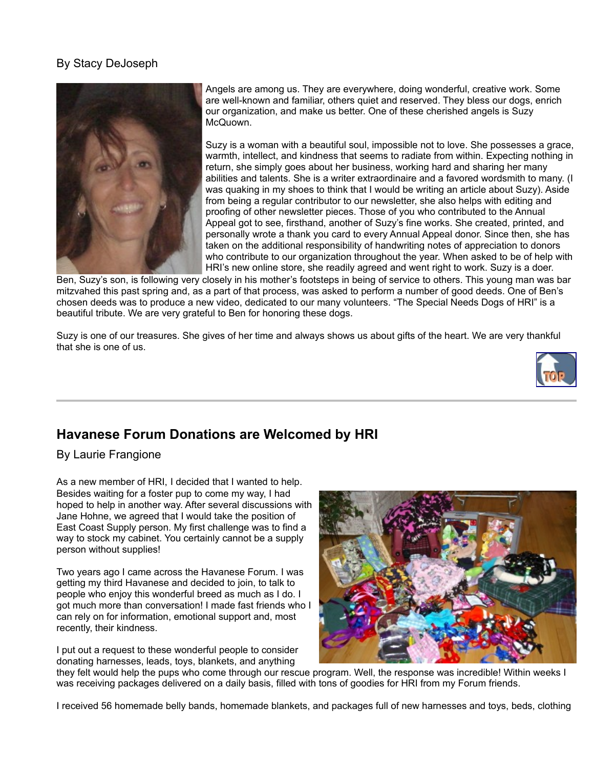By Stacy DeJoseph

Angels are among us. They are everywhere, doing wonderful, creative work. Some are well-known and familiar, others quiet and reserved. They bless our dogs, enrich our organization, and make us better. One of these cherished angels is Suzy McQuown.

Suzy is a woman with a beautiful soul, impossible not to love. She possesses a grace, warmth, intellect, and kindness that seems to radiate from within. Expecting nothing in return, she simply goes about her business, working hard and sharing her many abilities and talents. She is a writer extraordinaire and a favored wordsmith to many. (I was quaking in my shoes to think that I would be writing an article about Suzy). Aside from being a regular contributor to our newsletter, she also helps with editing and proofing of other newsletter pieces. Those of you who contributed to the Annual Appeal got to see, firsthand, another of Suzy's fine works. She created, printed, and personally wrote a thank you card to every Annual Appeal donor. Since then, she has taken on the additional responsibility of handwriting notes of appreciation to donors who contribute to our organization throughout the year. When asked to be of help with HRI's new online store, she readily agreed and went right to work. Suzy is a doer.

Ben, Suzy's son, is following very closely in his mother's footsteps in being of service to others. This young man was bar mitzvahed this past spring and, as a part of that process, was asked to perform a number of good deeds. One of Ben's chosen deeds was to produce a new video, dedicated to our many volunteers. "The Special Needs Dogs of HRI" is a beautiful tribute. We are very grateful to Ben for honoring these dogs.

Suzy is one of our treasures. She gives of her time and always shows us about gifts of the heart. We are very thankful that she is one of us.

---

## Havanese Forum Donations are Welcomed by HRI

By Laurie Frangione

As a new member of HRI, I decided that I wanted to help. Besides waiting for a foster pup to come my way, I had hoped to help in another way. After several discussions with Jane Hohne, we agreed that I would take the position of East Coast Supply person. My first challenge was to find a way to stock my cabinet. You certainly cannot be a supply person without supplies!

Two years ago I came across the Havanese Forum. I was getting my third Havanese and decided to join, to talk to people who enjoy this wonderful breed as much as I do. I got much more than conversation! I made fast friends who I can rely on for information, emotional support and, most recently, their kindness.

I put out a request to these wonderful people to consider donating harnesses, leads, toys, blankets, and anything they felt would help the pups who come through our rescue program. Well, the response was incredible! Within weeks I was receiving packages delivered on a daily basis, filled with tons of goodies for HRI from my Forum friends.

I received 56 homemade belly bands, homemade blankets, and packages full of new harnesses and toys, beds, clothing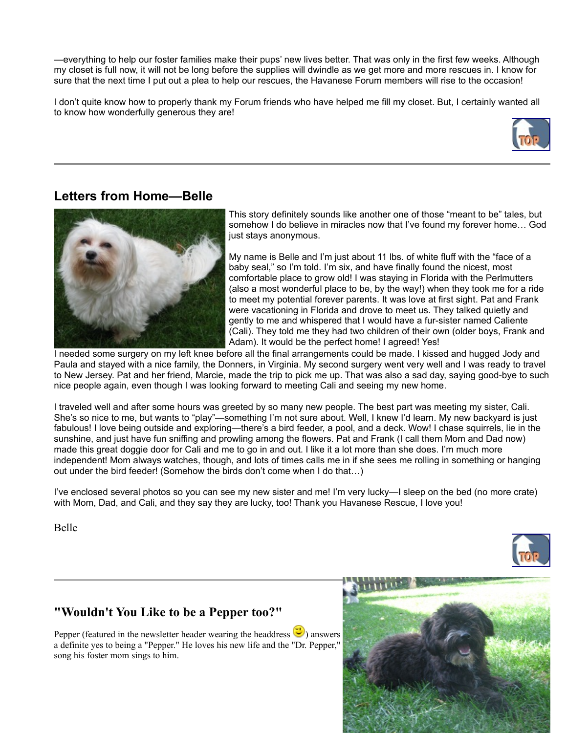—everything to help our foster families make their pups' new lives better. That was only in the first few weeks. Although my closet is full now, it will not be long before the supplies will dwindle as we get more and more rescues in. I know for sure that the next time I put out a plea to help our rescues, the Havanese Forum members will rise to the occasion!

I don't quite know how to properly thank my Forum friends who have helped me fill my closet. But, I certainly wanted all to know how wonderfully generous they are!

## Letters from Home—Belle

This story definitely sounds like another one of those "meant to be" tales, but somehow I do believe in miracles now that I've found my forever home… God just stays anonymous.

My name is Belle and I'm just about 11 lbs. of white fluff with the "face of a baby seal," so I'm told. I'm six, and have finally found the nicest, most comfortable place to grow old! I was staying in Florida with the Perlmutters (also a most wonderful place to be, by the way!) when they took me for a ride to meet my potential forever parents. It was love at first sight. Pat and Frank were vacationing in Florida and drove to meet us. They talked quietly and gently to me and whispered that I would have a fur-sister named Caliente (Cali). They told me they had two children of their own (older boys, Frank and Adam). It would be the perfect home! I agreed! Yes!

I needed some surgery on my left knee before all the final arrangements could be made. I kissed and hugged Jody and Paula and stayed with a nice family, the Donners, in Virginia. My second surgery went very well and I was ready to travel to New Jersey. Pat and her friend, Marcie, made the trip to pick me up. That was also a sad day, saying good-bye to such nice people again, even though I was looking forward to meeting Cali and seeing my new home.

I traveled well and after some hours was greeted by so many new people. The best part was meeting my sister, Cali. She's so nice to me, but wants to "play"—something I'm not sure about. Well, I knew I'd learn. My new backyard is just fabulous! I love being outside and exploring—there's a bird feeder, a pool, and a deck. Wow! I chase squirrels, lie in the sunshine, and just have fun sniffing and prowling among the flowers. Pat and Frank (I call them Mom and Dad now) made this great doggie door for Cali and me to go in and out. I like it a lot more than she does. I'm much more independent! Mom always watches, though, and lots of times calls me in if she sees me rolling in something or hanging out under the bird feeder! (Somehow the birds don't come when I do that…)

I've enclosed several photos so you can see my new sister and me! I'm very lucky—I sleep on the bed (no more crate) with Mom, Dad, and Cali, and they say they are lucky, too! Thank you Havanese Rescue, I love you!

Belle

## "Wouldn't You Like to be a Pepper too?"

Pepper (featured in the newsletter header wearing the headdress 😉) answers a definite yes to being a "Pepper." He loves his new life and the "Dr. Pepper," song his foster mom sings to him.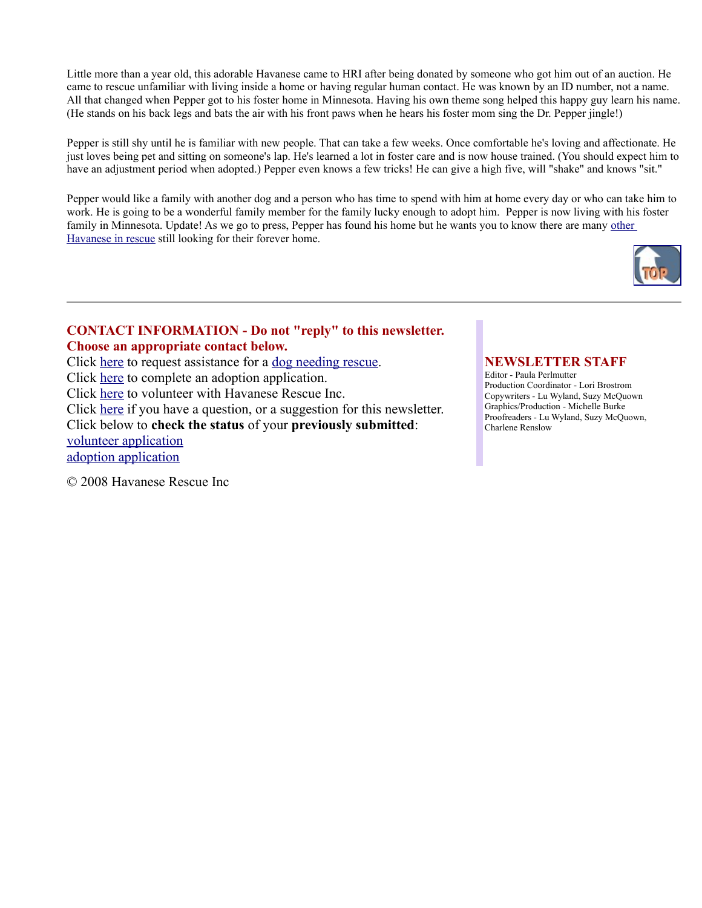Little more than a year old, this adorable Havanese came to HRI after being donated by someone who got him out of an auction. He came to rescue unfamiliar with living inside a home or having regular human contact. He was known by an ID number, not a name. All that changed when Pepper got to his foster home in Minnesota. Having his own theme song helped this happy guy learn his name. (He stands on his back legs and bats the air with his front paws when he hears his foster mom sing the Dr. Pepper jingle!)

Pepper is still shy until he is familiar with new people. That can take a few weeks. Once comfortable he's loving and affectionate. He just loves being pet and sitting on someone's lap. He's learned a lot in foster care and is now house trained. (You should expect him to have an adjustment period when adopted.) Pepper even knows a few tricks! He can give a high five, will "shake" and knows "sit."

Pepper would like a family with another dog and a person who has time to spend with him at home every day or who can take him to work. He is going to be a wonderful family member for the family lucky enough to adopt him. Pepper is now living with his foster family in Minnesota. Update! As we go to press, Pepper has found his home but he wants you to know there are many other Havanese in rescue still looking for their forever home.

---

## CONTACT INFORMATION - Do not "reply" to this newsletter. Choose an appropriate contact below.

Click here to request assistance for a dog needing rescue.
Click here to complete an adoption application.
Click here to volunteer with Havanese Rescue Inc.
Click here if you have a question, or a suggestion for this newsletter.
Click below to **check the status** of your **previously submitted**:
volunteer application
adoption application

© 2008 Havanese Rescue Inc

## NEWSLETTER STAFF

Editor - Paula Perlmutter
Production Coordinator - Lori Brostrom
Copywriters - Lu Wyland, Suzy McQuown
Graphics/Production - Michelle Burke
Proofreaders - Lu Wyland, Suzy McQuown, Charlene Renslow